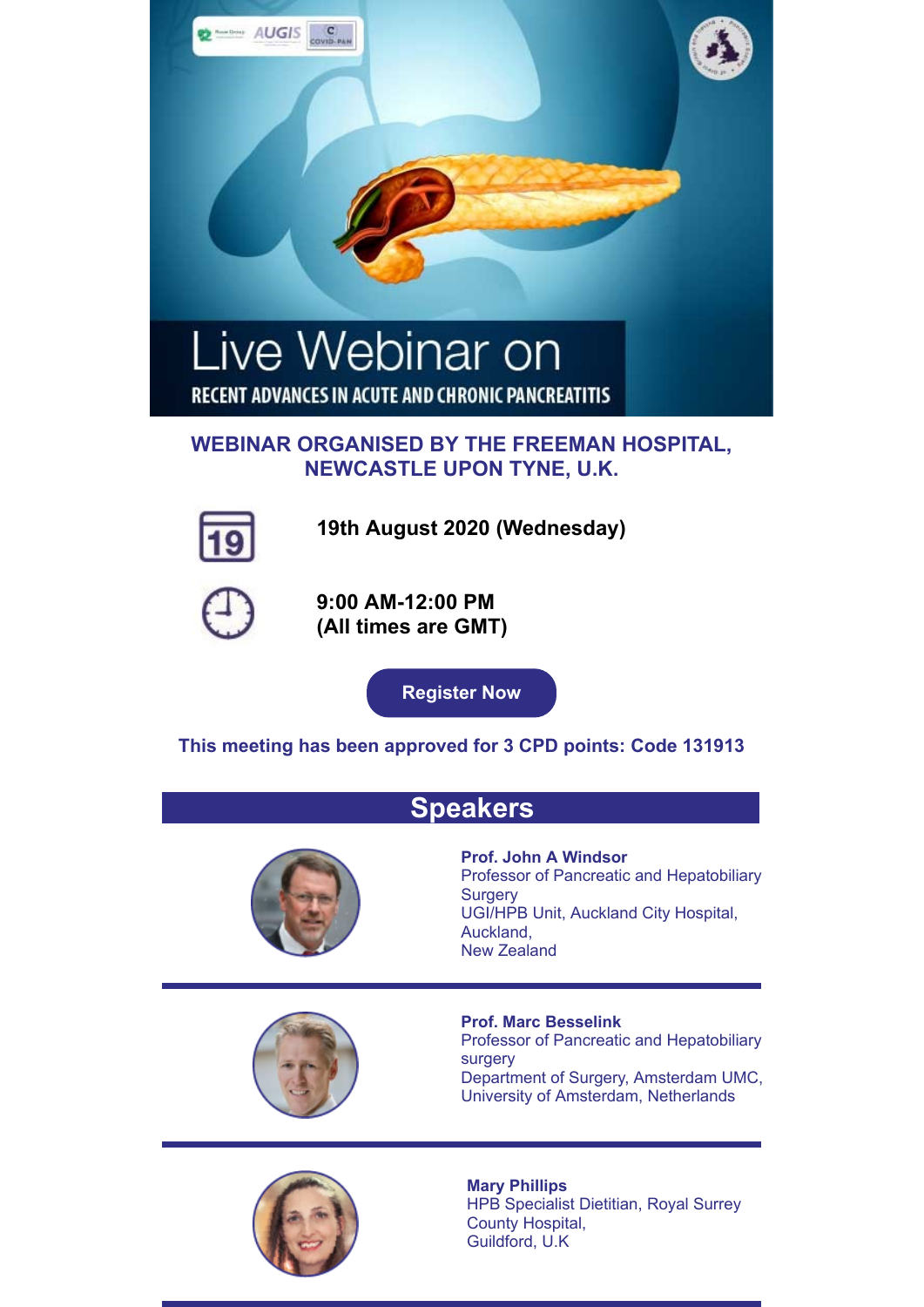# Live Webinar on

## RECENT ADVANCES IN ACUTE AND CHRONIC PANCREATITIS

**WEBINAR ORGANISED BY THE FREEMAN HOSPITAL, NEWCASTLE UPON TYNE, U.K.**

**19th August 2020 (Wednesday)**

**9:00 AM-12:00 PM**
**(All times are GMT)**

**Register Now**

**This meeting has been approved for 3 CPD points: Code 131913**

## Speakers

**Prof. John A Windsor**
Professor of Pancreatic and Hepatobiliary Surgery
UGI/HPB Unit, Auckland City Hospital, Auckland,
New Zealand

**Prof. Marc Besselink**
Professor of Pancreatic and Hepatobiliary surgery
Department of Surgery, Amsterdam UMC, University of Amsterdam, Netherlands

**Mary Phillips**
HPB Specialist Dietitian, Royal Surrey County Hospital,
Guildford, U.K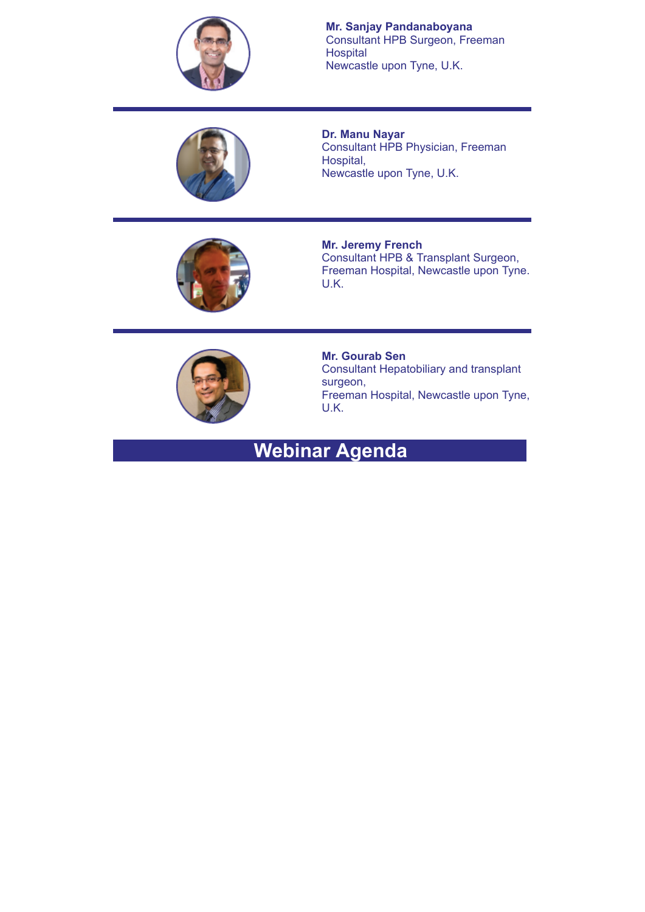**Mr. Sanjay Pandanaboyana**
Consultant HPB Surgeon, Freeman Hospital
Newcastle upon Tyne, U.K.

---

**Dr. Manu Nayar**
Consultant HPB Physician, Freeman Hospital,
Newcastle upon Tyne, U.K.

---

**Mr. Jeremy French**
Consultant HPB & Transplant Surgeon, Freeman Hospital, Newcastle upon Tyne. U.K.

---

**Mr. Gourab Sen**
Consultant Hepatobiliary and transplant surgeon,
Freeman Hospital, Newcastle upon Tyne, U.K.

## Webinar Agenda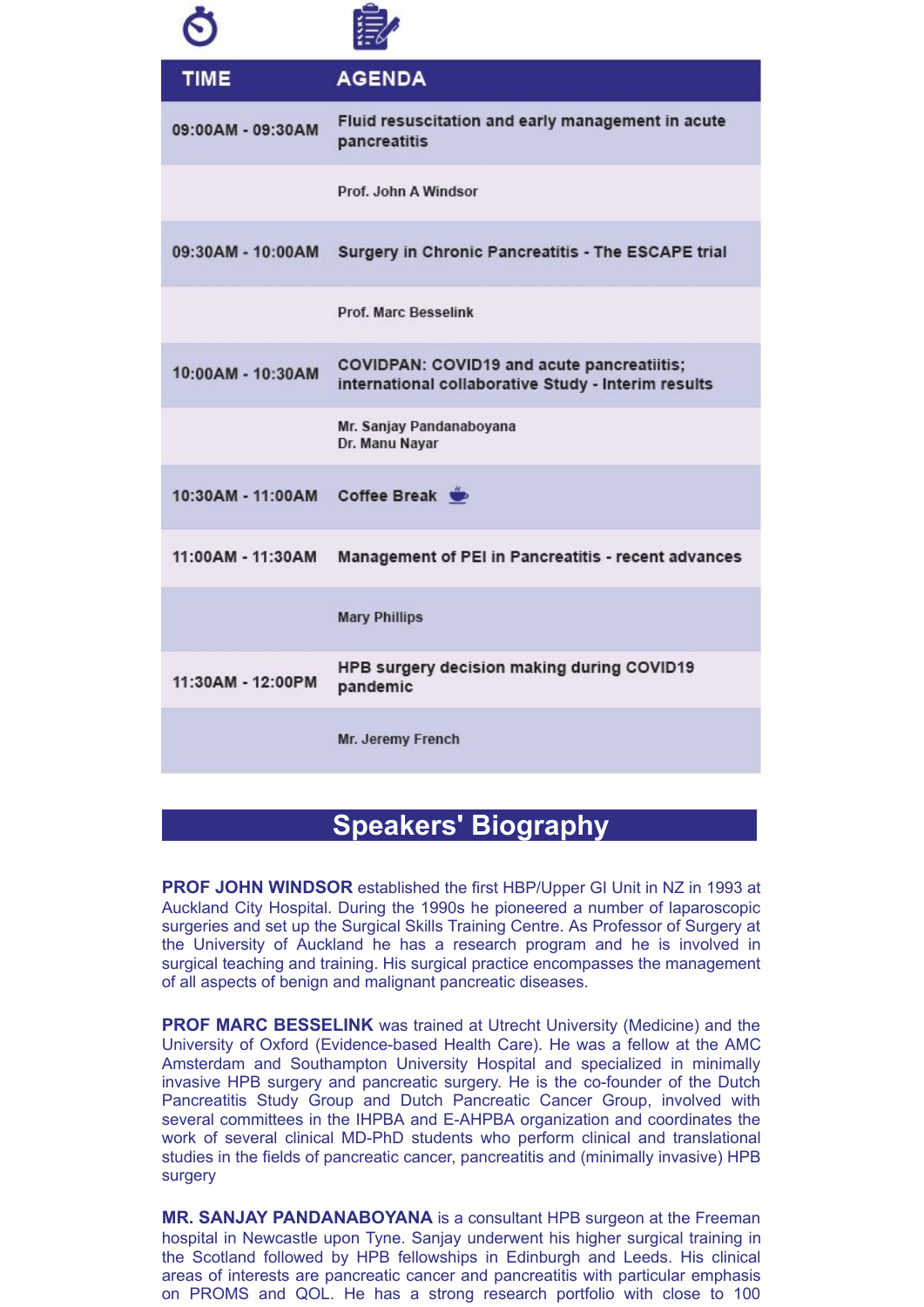| TIME | AGENDA |
| --- | --- |
| 09:00AM - 09:30AM | Fluid resuscitation and early management in acute pancreatitis |
| | Prof. John A Windsor |
| 09:30AM - 10:00AM | Surgery in Chronic Pancreatitis - The ESCAPE trial |
| | Prof. Marc Besselink |
| 10:00AM - 10:30AM | COVIDPAN: COVID19 and acute pancreatiitis; international collaborative Study - Interim results |
| | Mr. Sanjay Pandanaboyana<br>Dr. Manu Nayar |
| 10:30AM - 11:00AM | Coffee Break |
| 11:00AM - 11:30AM | Management of PEI in Pancreatitis - recent advances |
| | Mary Phillips |
| 11:30AM - 12:00PM | HPB surgery decision making during COVID19 pandemic |
| | Mr. Jeremy French |

## Speakers' Biography

**PROF JOHN WINDSOR** established the first HBP/Upper GI Unit in NZ in 1993 at Auckland City Hospital. During the 1990s he pioneered a number of laparoscopic surgeries and set up the Surgical Skills Training Centre. As Professor of Surgery at the University of Auckland he has a research program and he is involved in surgical teaching and training. His surgical practice encompasses the management of all aspects of benign and malignant pancreatic diseases.

**PROF MARC BESSELINK** was trained at Utrecht University (Medicine) and the University of Oxford (Evidence-based Health Care). He was a fellow at the AMC Amsterdam and Southampton University Hospital and specialized in minimally invasive HPB surgery and pancreatic surgery. He is the co-founder of the Dutch Pancreatitis Study Group and Dutch Pancreatic Cancer Group, involved with several committees in the IHPBA and E-AHPBA organization and coordinates the work of several clinical MD-PhD students who perform clinical and translational studies in the fields of pancreatic cancer, pancreatitis and (minimally invasive) HPB surgery

**MR. SANJAY PANDANABOYANA** is a consultant HPB surgeon at the Freeman hospital in Newcastle upon Tyne. Sanjay underwent his higher surgical training in the Scotland followed by HPB fellowships in Edinburgh and Leeds. His clinical areas of interests are pancreatic cancer and pancreatitis with particular emphasis on PROMS and QOL. He has a strong research portfolio with close to 100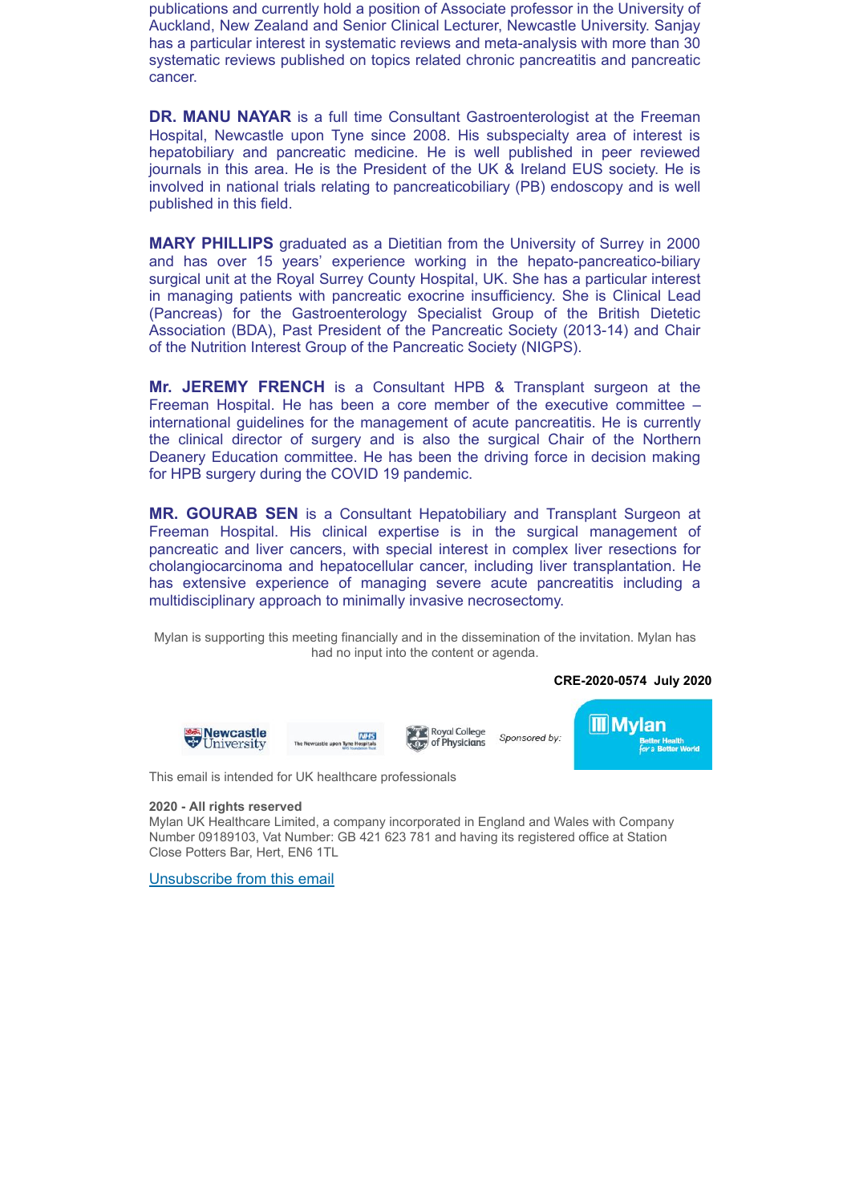publications and currently hold a position of Associate professor in the University of Auckland, New Zealand and Senior Clinical Lecturer, Newcastle University. Sanjay has a particular interest in systematic reviews and meta-analysis with more than 30 systematic reviews published on topics related chronic pancreatitis and pancreatic cancer.

**DR. MANU NAYAR** is a full time Consultant Gastroenterologist at the Freeman Hospital, Newcastle upon Tyne since 2008. His subspecialty area of interest is hepatobiliary and pancreatic medicine. He is well published in peer reviewed journals in this area. He is the President of the UK & Ireland EUS society. He is involved in national trials relating to pancreaticobiliary (PB) endoscopy and is well published in this field.

**MARY PHILLIPS** graduated as a Dietitian from the University of Surrey in 2000 and has over 15 years' experience working in the hepato-pancreatico-biliary surgical unit at the Royal Surrey County Hospital, UK. She has a particular interest in managing patients with pancreatic exocrine insufficiency. She is Clinical Lead (Pancreas) for the Gastroenterology Specialist Group of the British Dietetic Association (BDA), Past President of the Pancreatic Society (2013-14) and Chair of the Nutrition Interest Group of the Pancreatic Society (NIGPS).

**Mr. JEREMY FRENCH** is a Consultant HPB & Transplant surgeon at the Freeman Hospital. He has been a core member of the executive committee – international guidelines for the management of acute pancreatitis. He is currently the clinical director of surgery and is also the surgical Chair of the Northern Deanery Education committee. He has been the driving force in decision making for HPB surgery during the COVID 19 pandemic.

**MR. GOURAB SEN** is a Consultant Hepatobiliary and Transplant Surgeon at Freeman Hospital. His clinical expertise is in the surgical management of pancreatic and liver cancers, with special interest in complex liver resections for cholangiocarcinoma and hepatocellular cancer, including liver transplantation. He has extensive experience of managing severe acute pancreatitis including a multidisciplinary approach to minimally invasive necrosectomy.

Mylan is supporting this meeting financially and in the dissemination of the invitation. Mylan has had no input into the content or agenda.

**CRE-2020-0574 July 2020**

Newcastle University | The Newcastle upon Tyne Hospitals NHS Foundation Trust | Royal College of Physicians | *Sponsored by:* Mylan Better Health for a Better World

This email is intended for UK healthcare professionals

**2020 - All rights reserved**
Mylan UK Healthcare Limited, a company incorporated in England and Wales with Company Number 09189103, Vat Number: GB 421 623 781 and having its registered office at Station Close Potters Bar, Hert, EN6 1TL

Unsubscribe from this email